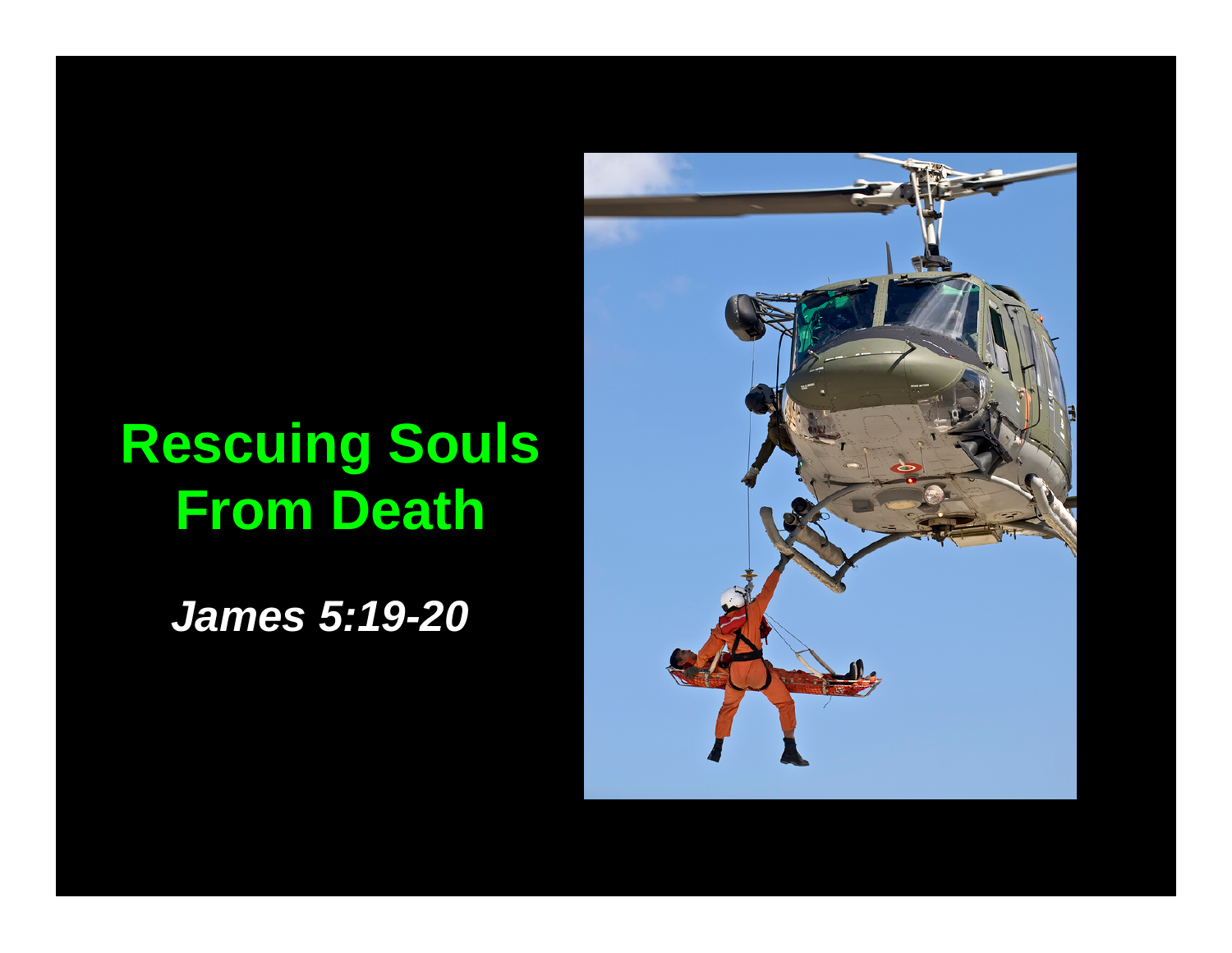# Rescuing Souls From Death

***James 5:19-20***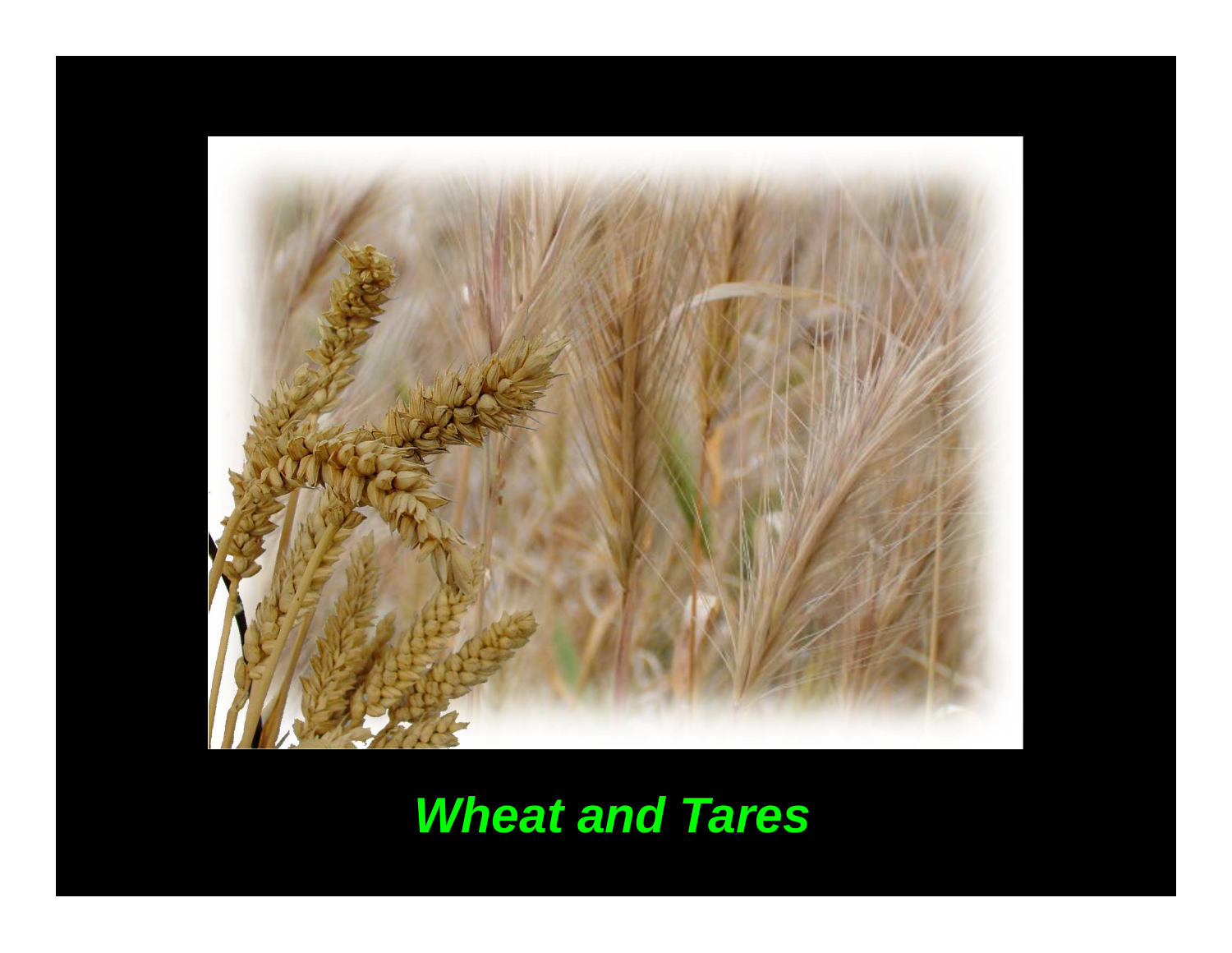***Wheat and Tares***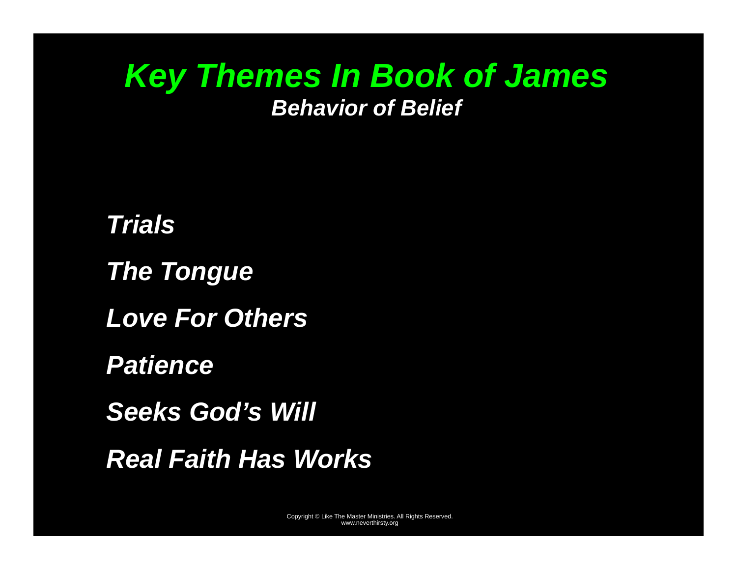# *Key Themes In Book of James*

## *Behavior of Belief*

*Trials*

*The Tongue*

*Love For Others*

*Patience*

*Seeks God's Will*

*Real Faith Has Works*

Copyright © Like The Master Ministries. All Rights Reserved.
www.neverthirsty.org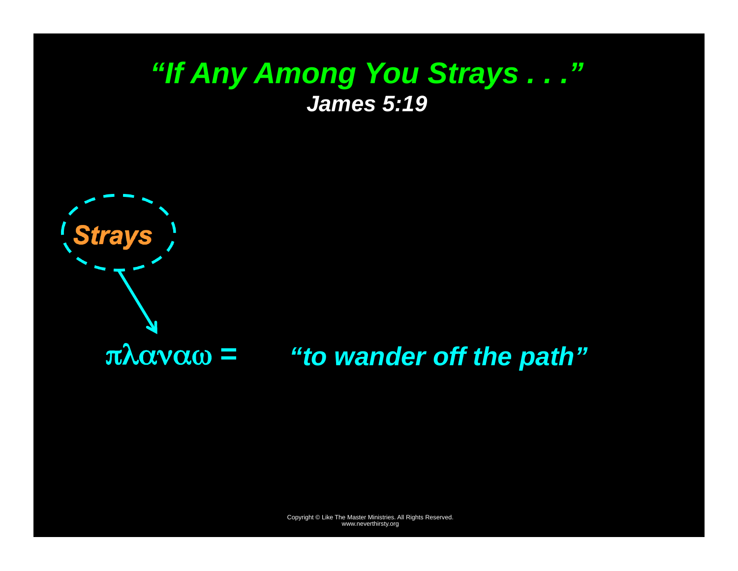# *"If Any Among You Strays . . ."*

***James 5:19***

***Strays***

πλαναω = *"to wander off the path"*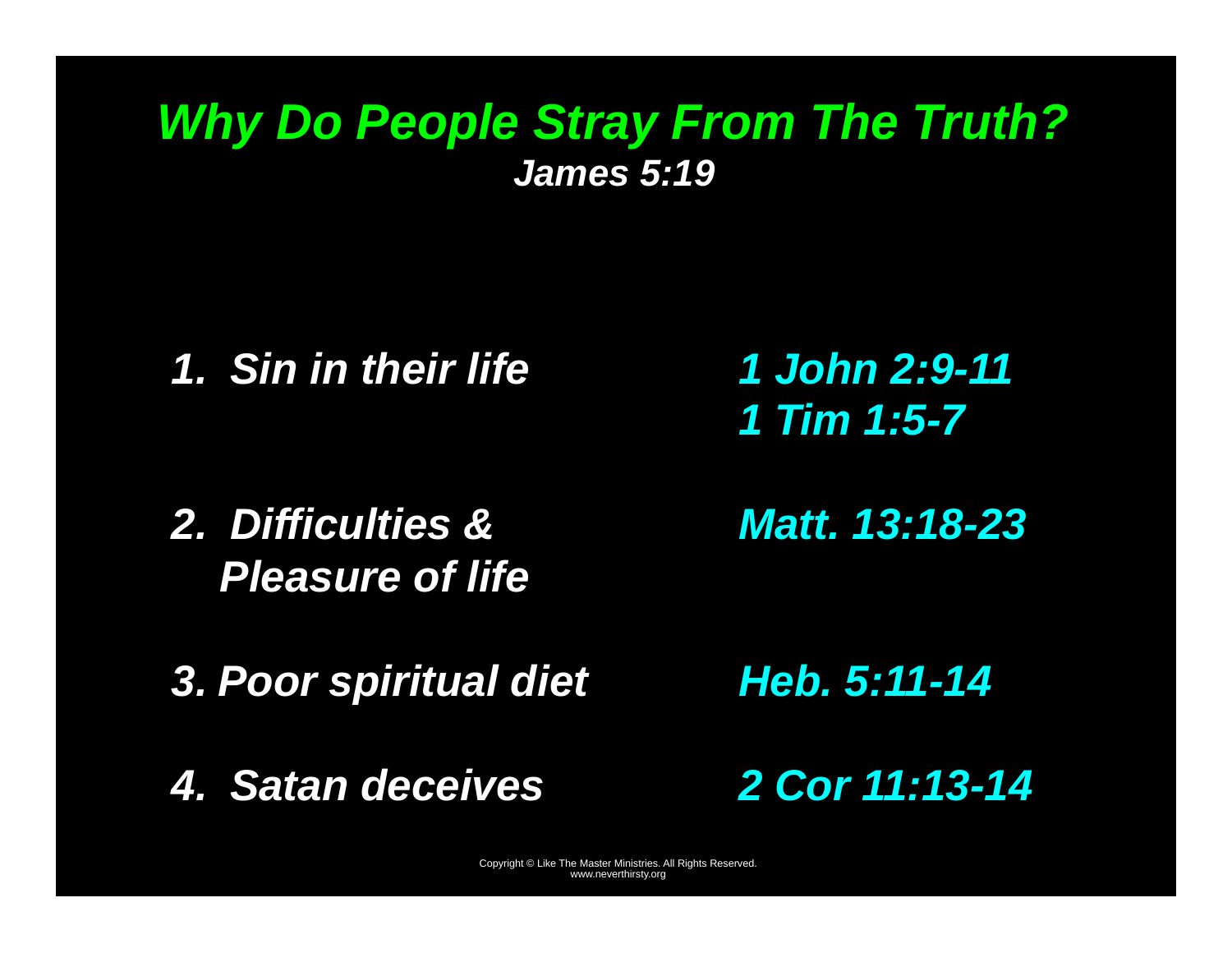# *Why Do People Stray From The Truth?*

***James 5:19***

| | |
|---|---|
| ***1. Sin in their life*** | ***1 John 2:9-11*** <br> ***1 Tim 1:5-7*** |
| ***2. Difficulties & Pleasure of life*** | ***Matt. 13:18-23*** |
| ***3. Poor spiritual diet*** | ***Heb. 5:11-14*** |
| ***4. Satan deceives*** | ***2 Cor 11:13-14*** |

Copyright © Like The Master Ministries. All Rights Reserved.
www.neverthirsty.org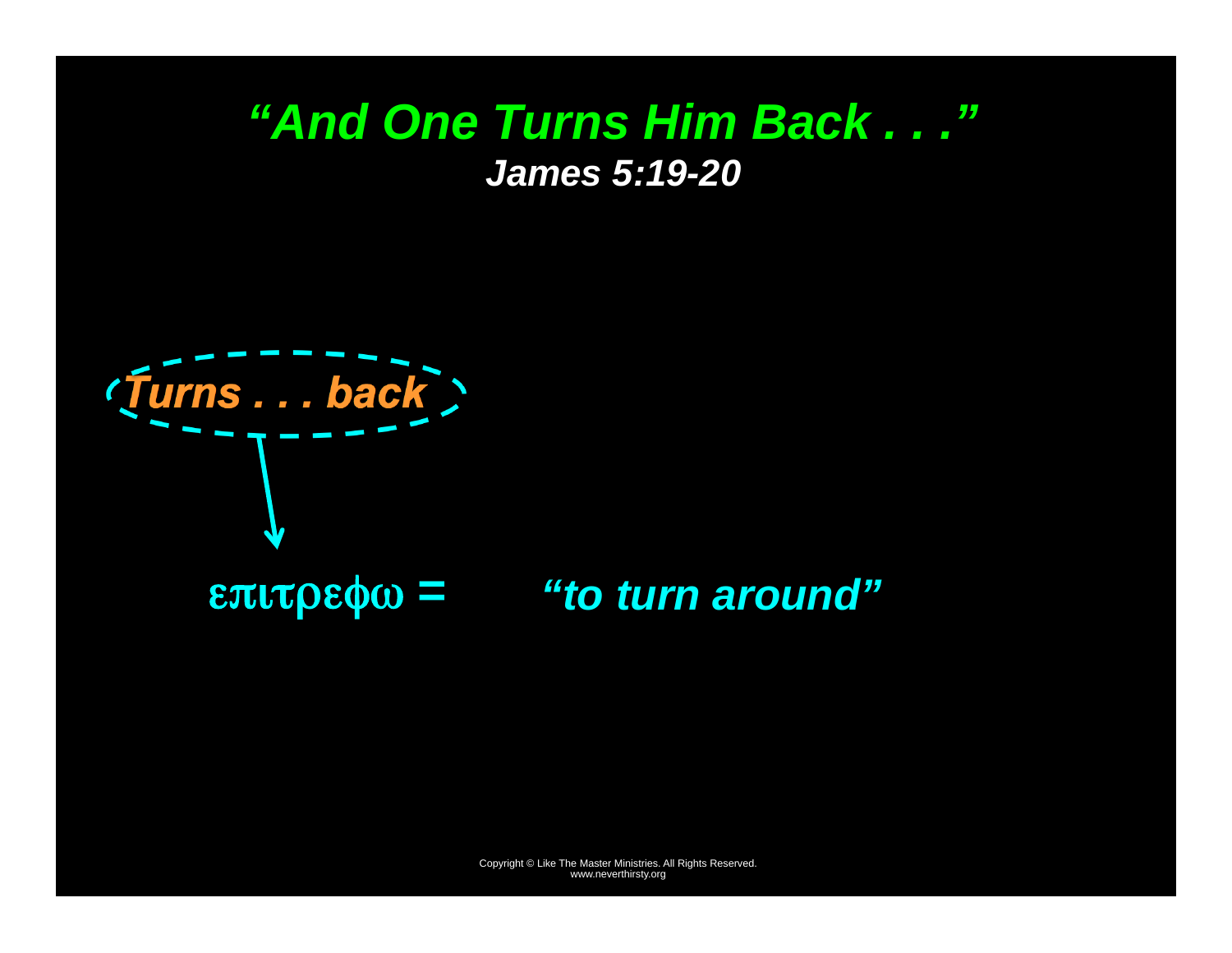# *“And One Turns Him Back . . .”*

***James 5:19-20***

***Turns . . . back***

επιτρεφω = ***“to turn around”***

Copyright © Like The Master Ministries. All Rights Reserved.
www.neverthirsty.org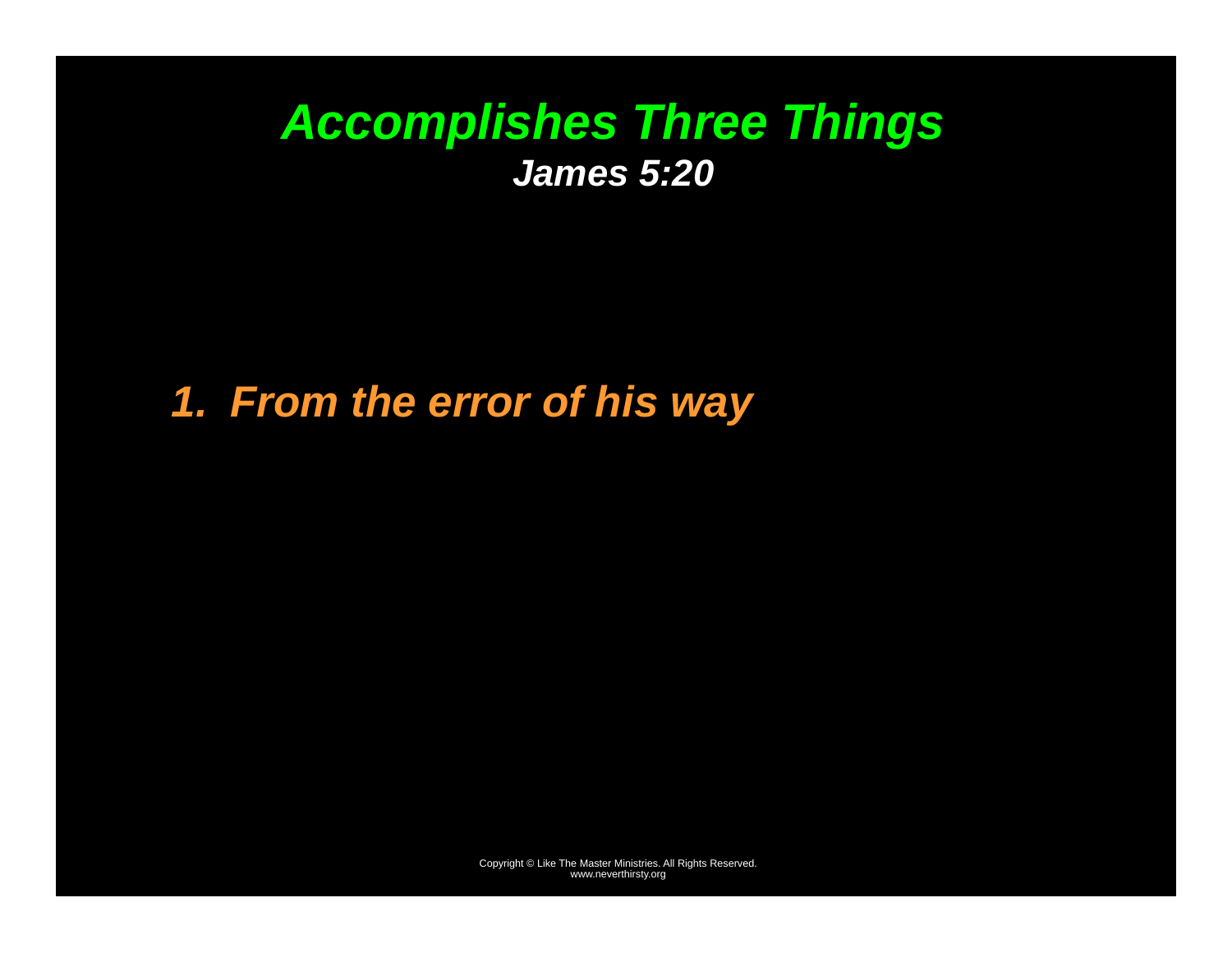# *Accomplishes Three Things*

***James 5:20***

1. ***From the error of his way***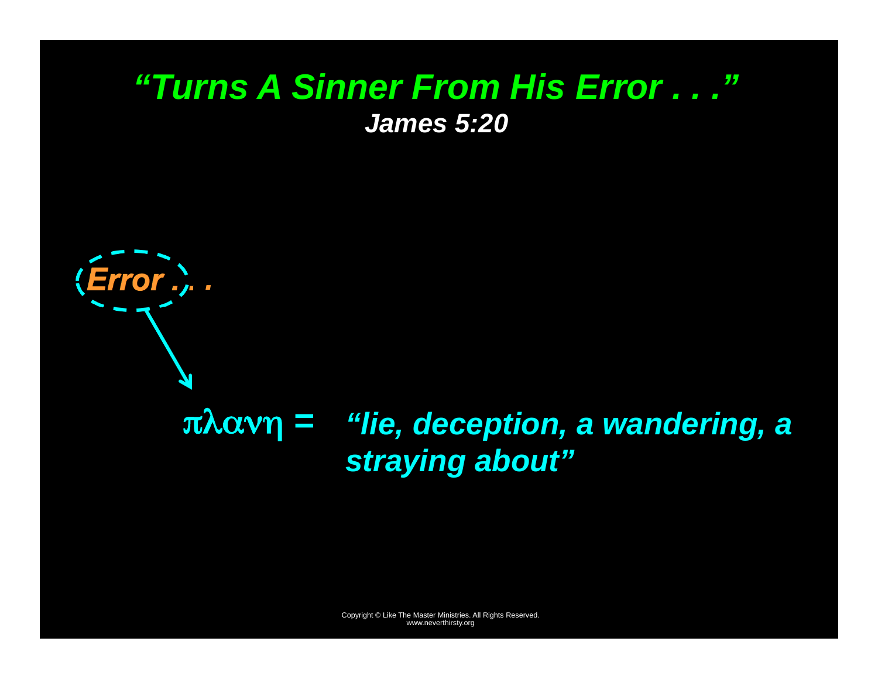# *“Turns A Sinner From His Error . . .”*

***James 5:20***

***Error . . .***

πλανη = ***“lie, deception, a wandering, a straying about”***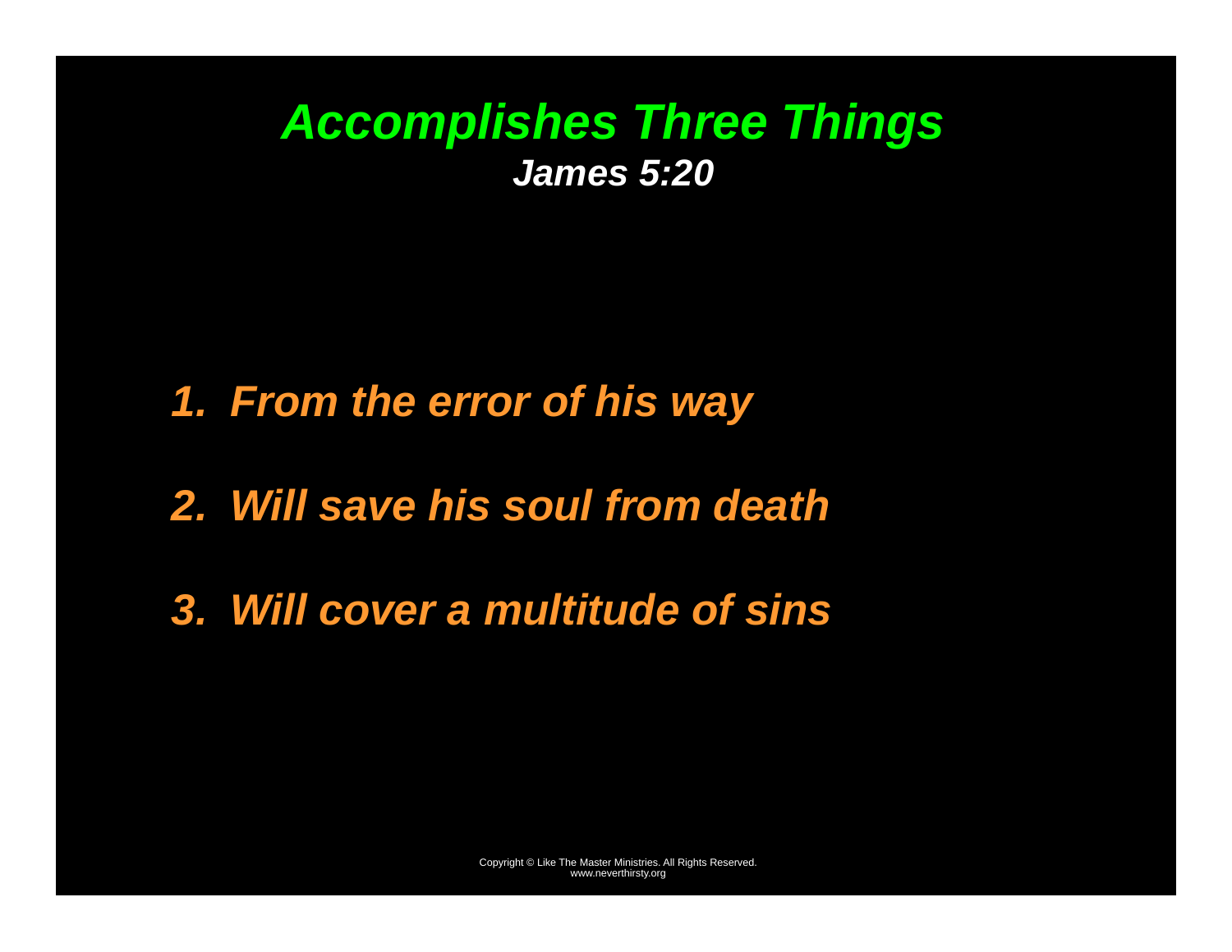# *Accomplishes Three Things*

***James 5:20***

1. ***From the error of his way***
2. ***Will save his soul from death***
3. ***Will cover a multitude of sins***

Copyright © Like The Master Ministries. All Rights Reserved.
www.neverthirsty.org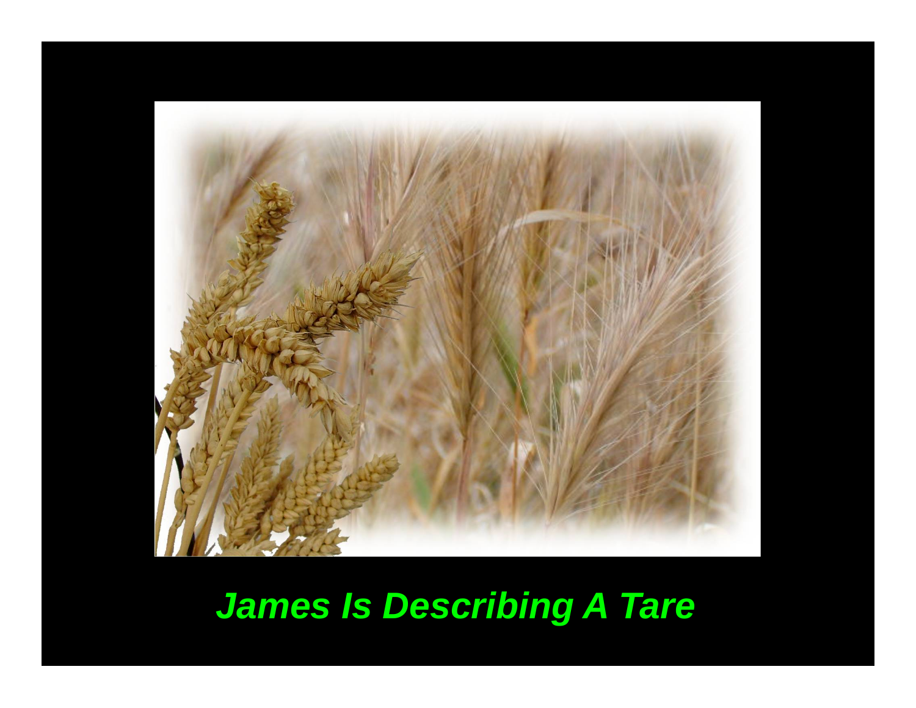*James Is Describing A Tare*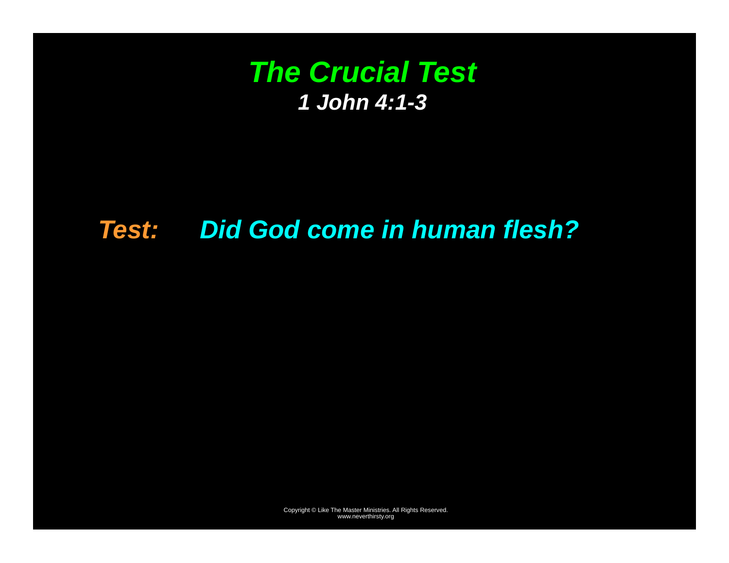# *The Crucial Test*

### *1 John 4:1-3*

***Test:*** ***Did God come in human flesh?***

Copyright © Like The Master Ministries. All Rights Reserved.
www.neverthirsty.org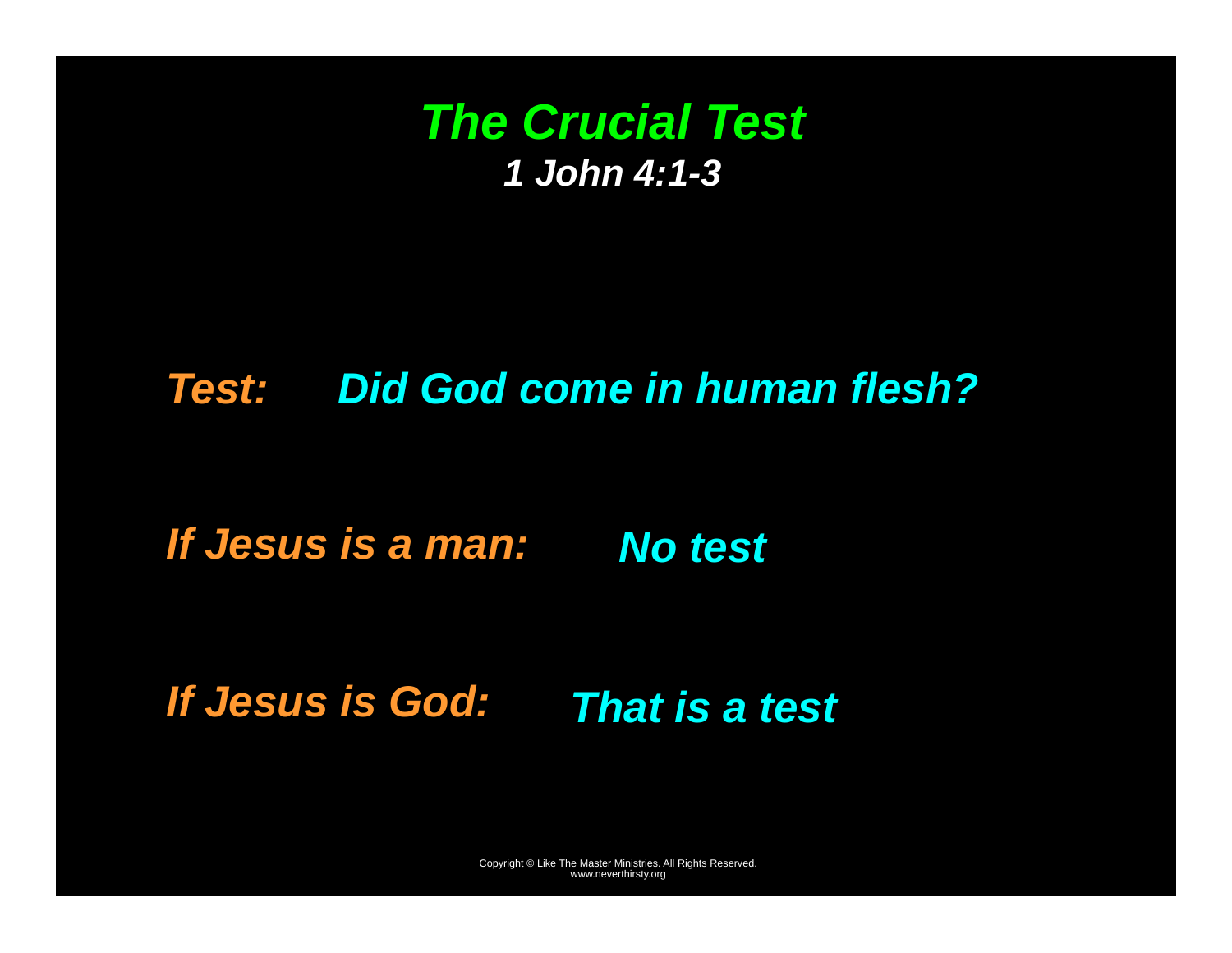# *The Crucial Test*

### *1 John 4:1-3*

***Test:*** ***Did God come in human flesh?***

***If Jesus is a man:*** ***No test***

***If Jesus is God:*** ***That is a test***

Copyright © Like The Master Ministries. All Rights Reserved.
www.neverthirsty.org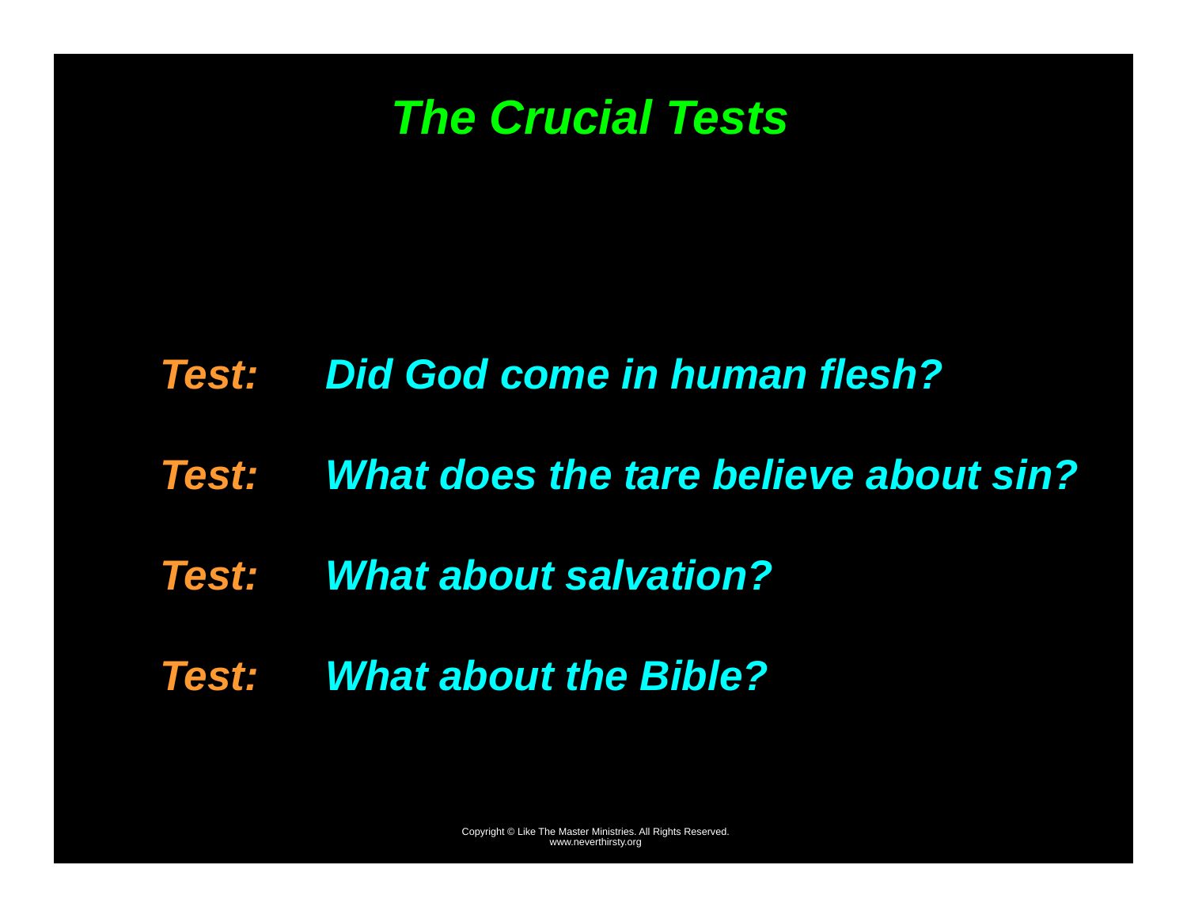# *The Crucial Tests*

***Test:*** ***Did God come in human flesh?***

***Test:*** ***What does the tare believe about sin?***

***Test:*** ***What about salvation?***

***Test:*** ***What about the Bible?***

Copyright © Like The Master Ministries. All Rights Reserved.
www.neverthirsty.org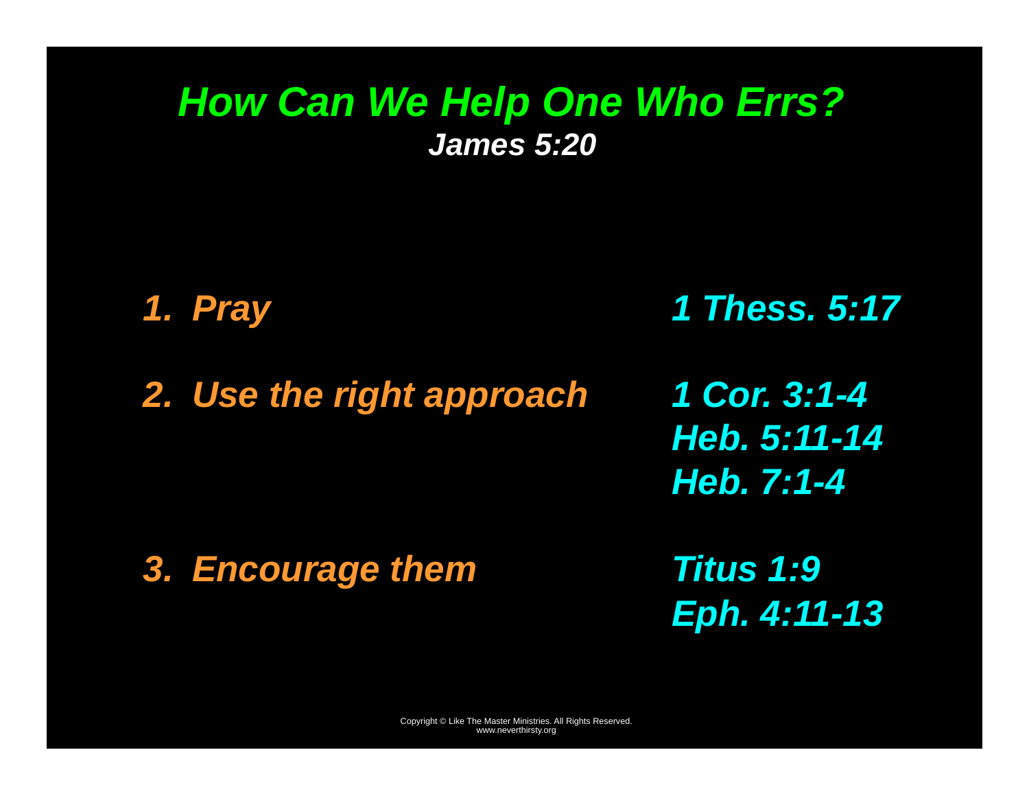# *How Can We Help One Who Errs?*

***James 5:20***

1. ***Pray*** — ***1 Thess. 5:17***
2. ***Use the right approach*** — ***1 Cor. 3:1-4***, ***Heb. 5:11-14***, ***Heb. 7:1-4***
3. ***Encourage them*** — ***Titus 1:9***, ***Eph. 4:11-13***

Copyright © Like The Master Ministries. All Rights Reserved.
www.neverthirsty.org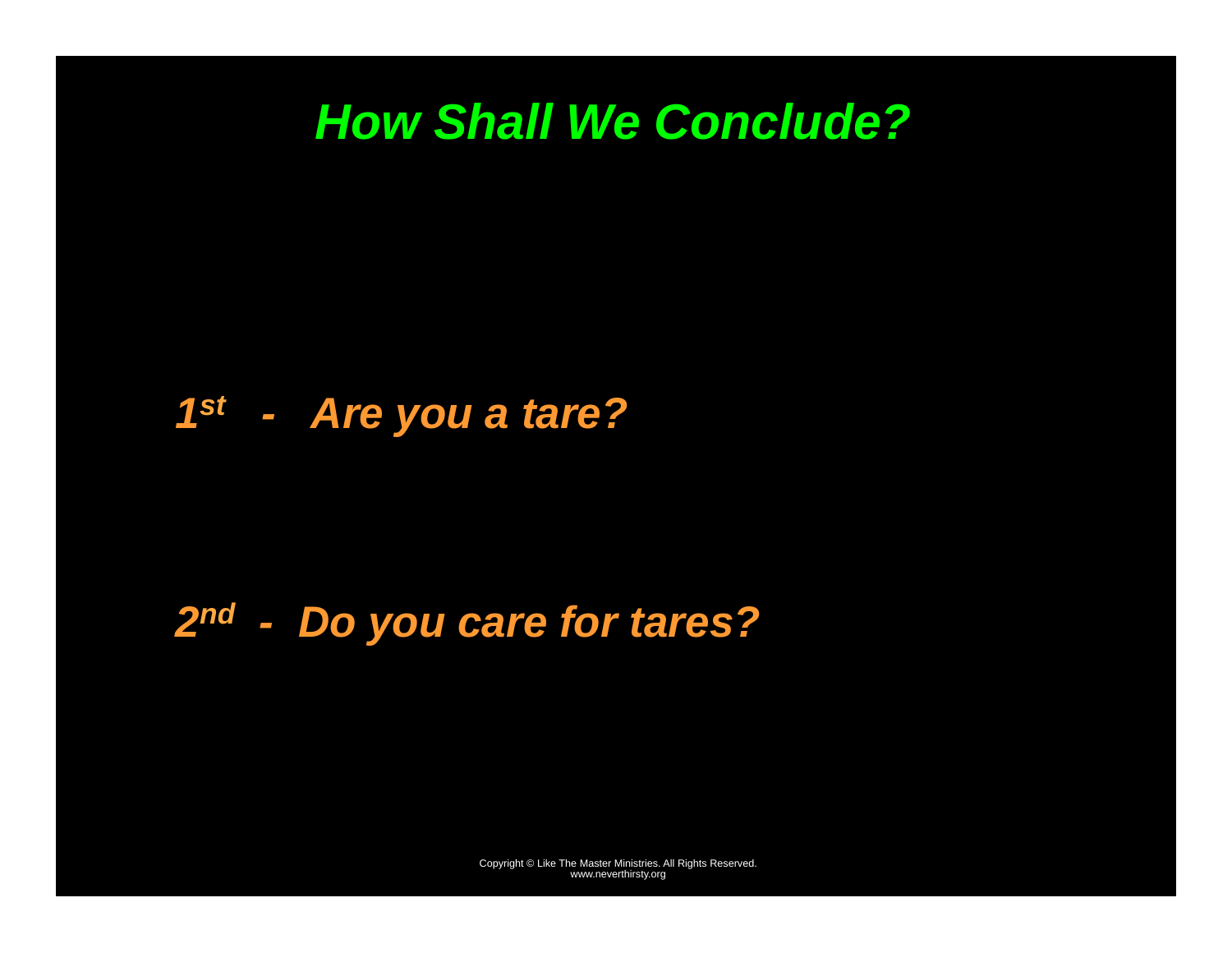# *How Shall We Conclude?*

*1st - Are you a tare?*

*2nd - Do you care for tares?*

Copyright © Like The Master Ministries. All Rights Reserved.
www.neverthirsty.org